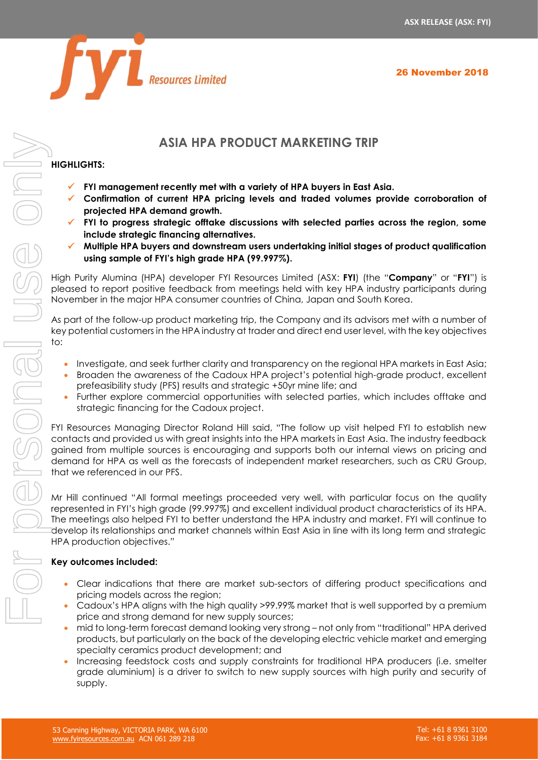ASX RELEASE (ASX: FYI)

**26 November 2018**

# ASIA HPA PRODUCT MARKETING TRIP

**HIGHLIGHTS:**

- ✓ **FYI management recently met with a variety of HPA buyers in East Asia.**
- ✓ **Confirmation of current HPA pricing levels and traded volumes provide corroboration of projected HPA demand growth.**
- ✓ **FYI to progress strategic offtake discussions with selected parties across the region, some include strategic financing alternatives.**
- ✓ **Multiple HPA buyers and downstream users undertaking initial stages of product qualification using sample of FYI's high grade HPA (99.997%).**

High Purity Alumina (HPA) developer FYI Resources Limited (ASX: **FYI**) (the "**Company**" or "**FYI**") is pleased to report positive feedback from meetings held with key HPA industry participants during November in the major HPA consumer countries of China, Japan and South Korea.

As part of the follow-up product marketing trip, the Company and its advisors met with a number of key potential customers in the HPA industry at trader and direct end user level, with the key objectives to:

- Investigate, and seek further clarity and transparency on the regional HPA markets in East Asia;
- Broaden the awareness of the Cadoux HPA project's potential high-grade product, excellent prefeasibility study (PFS) results and strategic +50yr mine life; and
- Further explore commercial opportunities with selected parties, which includes offtake and strategic financing for the Cadoux project.

FYI Resources Managing Director Roland Hill said, "The follow up visit helped FYI to establish new contacts and provided us with great insights into the HPA markets in East Asia. The industry feedback gained from multiple sources is encouraging and supports both our internal views on pricing and demand for HPA as well as the forecasts of independent market researchers, such as CRU Group, that we referenced in our PFS.

Mr Hill continued "All formal meetings proceeded very well, with particular focus on the quality represented in FYI's high grade (99.997%) and excellent individual product characteristics of its HPA. The meetings also helped FYI to better understand the HPA industry and market. FYI will continue to develop its relationships and market channels within East Asia in line with its long term and strategic HPA production objectives."

**Key outcomes included:**

- Clear indications that there are market sub-sectors of differing product specifications and pricing models across the region;
- Cadoux's HPA aligns with the high quality >99.99% market that is well supported by a premium price and strong demand for new supply sources;
- mid to long-term forecast demand looking very strong – not only from "traditional" HPA derived products, but particularly on the back of the developing electric vehicle market and emerging specialty ceramics product development; and
- Increasing feedstock costs and supply constraints for traditional HPA producers (i.e. smelter grade aluminium) is a driver to switch to new supply sources with high purity and security of supply.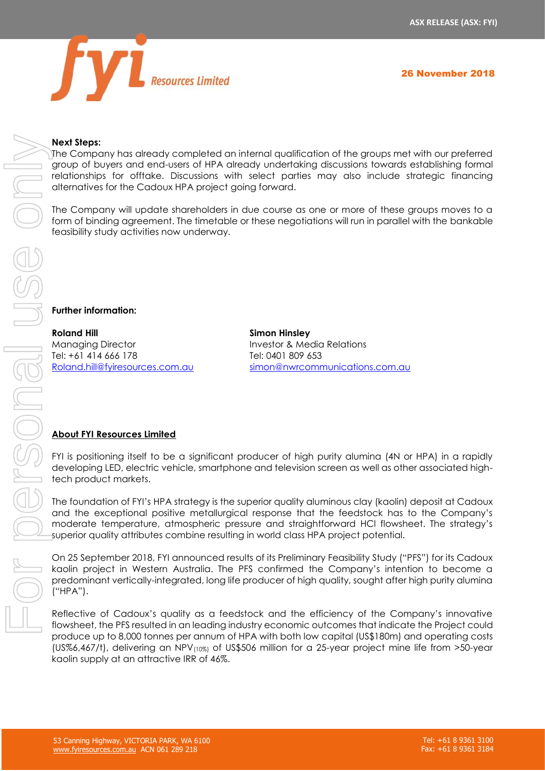**Next Steps:**

The Company has already completed an internal qualification of the groups met with our preferred group of buyers and end-users of HPA already undertaking discussions towards establishing formal relationships for offtake. Discussions with select parties may also include strategic financing alternatives for the Cadoux HPA project going forward.

The Company will update shareholders in due course as one or more of these groups moves to a form of binding agreement. The timetable or these negotiations will run in parallel with the bankable feasibility study activities now underway.

**Further information:**

**Roland Hill**
Managing Director
Tel: +61 414 666 178
Roland.hill@fyiresources.com.au

**Simon Hinsley**
Investor & Media Relations
Tel: 0401 809 653
simon@nwrcommunications.com.au

## About FYI Resources Limited

FYI is positioning itself to be a significant producer of high purity alumina (4N or HPA) in a rapidly developing LED, electric vehicle, smartphone and television screen as well as other associated high-tech product markets.

The foundation of FYI's HPA strategy is the superior quality aluminous clay (kaolin) deposit at Cadoux and the exceptional positive metallurgical response that the feedstock has to the Company's moderate temperature, atmospheric pressure and straightforward HCl flowsheet. The strategy's superior quality attributes combine resulting in world class HPA project potential.

On 25 September 2018, FYI announced results of its Preliminary Feasibility Study ("PFS") for its Cadoux kaolin project in Western Australia. The PFS confirmed the Company's intention to become a predominant vertically-integrated, long life producer of high quality, sought after high purity alumina ("HPA").

Reflective of Cadoux's quality as a feedstock and the efficiency of the Company's innovative flowsheet, the PFS resulted in an leading industry economic outcomes that indicate the Project could produce up to 8,000 tonnes per annum of HPA with both low capital (US$180m) and operating costs (US%6,467/t), delivering an $NPV_{(10\%)}$ of US$506 million for a 25-year project mine life from >50-year kaolin supply at an attractive IRR of 46%.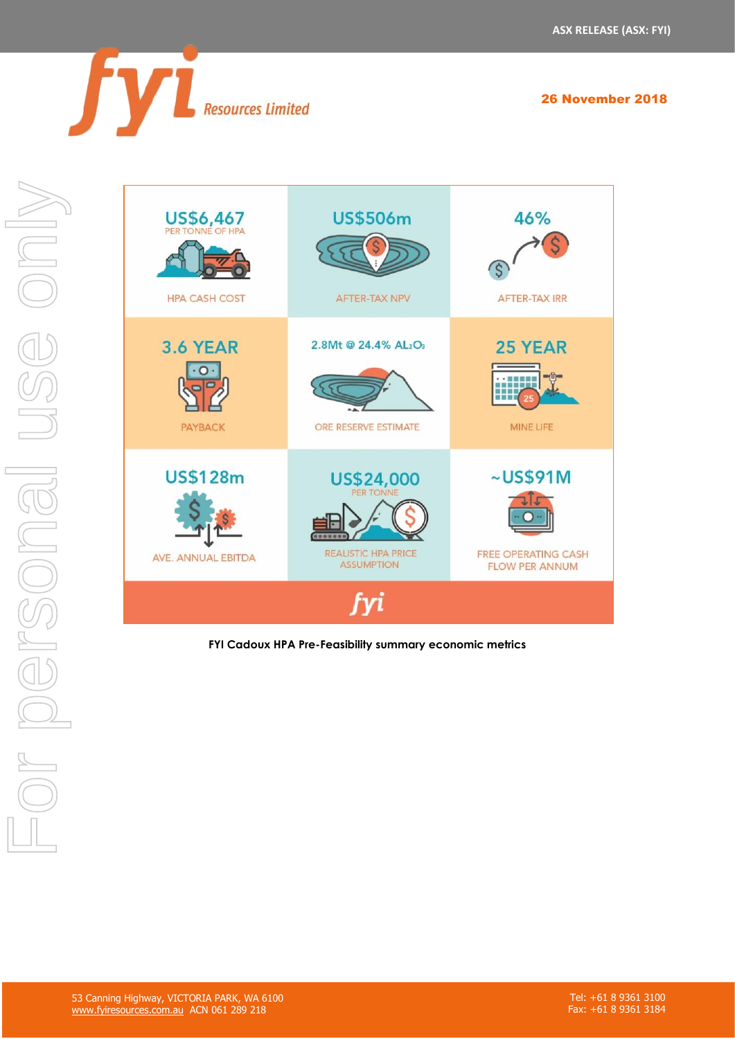| | | |
|---|---|---|
| US$6,467 PER TONNE OF HPA<br>HPA CASH COST | US$506m<br>AFTER-TAX NPV | 46%<br>AFTER-TAX IRR |
| 3.6 YEAR<br>PAYBACK | 2.8Mt @ 24.4% $Al_2O_3$<br>ORE RESERVE ESTIMATE | 25 YEAR<br>MINE LIFE |
| US$128m<br>AVE. ANNUAL EBITDA | US$24,000 PER TONNE<br>REALISTIC HPA PRICE ASSUMPTION | ~US$91M<br>FREE OPERATING CASH FLOW PER ANNUM |

**FYI Cadoux HPA Pre-Feasibility summary economic metrics**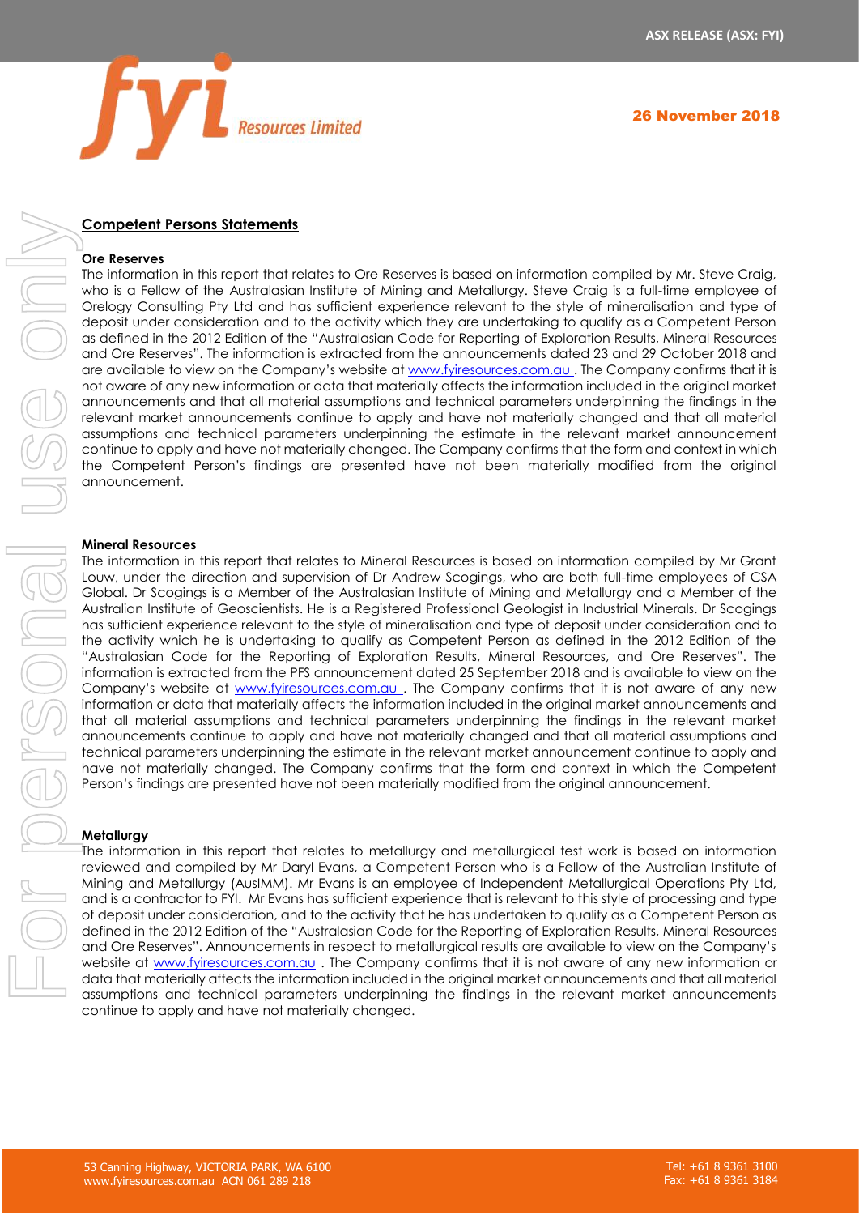## Competent Persons Statements

**Ore Reserves**

The information in this report that relates to Ore Reserves is based on information compiled by Mr. Steve Craig, who is a Fellow of the Australasian Institute of Mining and Metallurgy. Steve Craig is a full-time employee of Orelogy Consulting Pty Ltd and has sufficient experience relevant to the style of mineralisation and type of deposit under consideration and to the activity which they are undertaking to qualify as a Competent Person as defined in the 2012 Edition of the "Australasian Code for Reporting of Exploration Results, Mineral Resources and Ore Reserves". The information is extracted from the announcements dated 23 and 29 October 2018 and are available to view on the Company's website at www.fyiresources.com.au . The Company confirms that it is not aware of any new information or data that materially affects the information included in the original market announcements and that all material assumptions and technical parameters underpinning the findings in the relevant market announcements continue to apply and have not materially changed and that all material assumptions and technical parameters underpinning the estimate in the relevant market announcement continue to apply and have not materially changed. The Company confirms that the form and context in which the Competent Person's findings are presented have not been materially modified from the original announcement.

**Mineral Resources**

The information in this report that relates to Mineral Resources is based on information compiled by Mr Grant Louw, under the direction and supervision of Dr Andrew Scogings, who are both full-time employees of CSA Global. Dr Scogings is a Member of the Australasian Institute of Mining and Metallurgy and a Member of the Australian Institute of Geoscientists. He is a Registered Professional Geologist in Industrial Minerals. Dr Scogings has sufficient experience relevant to the style of mineralisation and type of deposit under consideration and to the activity which he is undertaking to qualify as Competent Person as defined in the 2012 Edition of the "Australasian Code for the Reporting of Exploration Results, Mineral Resources, and Ore Reserves". The information is extracted from the PFS announcement dated 25 September 2018 and is available to view on the Company's website at www.fyiresources.com.au . The Company confirms that it is not aware of any new information or data that materially affects the information included in the original market announcements and that all material assumptions and technical parameters underpinning the findings in the relevant market announcements continue to apply and have not materially changed and that all material assumptions and technical parameters underpinning the estimate in the relevant market announcement continue to apply and have not materially changed. The Company confirms that the form and context in which the Competent Person's findings are presented have not been materially modified from the original announcement.

**Metallurgy**

The information in this report that relates to metallurgy and metallurgical test work is based on information reviewed and compiled by Mr Daryl Evans, a Competent Person who is a Fellow of the Australian Institute of Mining and Metallurgy (AusIMM). Mr Evans is an employee of Independent Metallurgical Operations Pty Ltd, and is a contractor to FYI. Mr Evans has sufficient experience that is relevant to this style of processing and type of deposit under consideration, and to the activity that he has undertaken to qualify as a Competent Person as defined in the 2012 Edition of the "Australasian Code for the Reporting of Exploration Results, Mineral Resources and Ore Reserves". Announcements in respect to metallurgical results are available to view on the Company's website at www.fyiresources.com.au . The Company confirms that it is not aware of any new information or data that materially affects the information included in the original market announcements and that all material assumptions and technical parameters underpinning the findings in the relevant market announcements continue to apply and have not materially changed.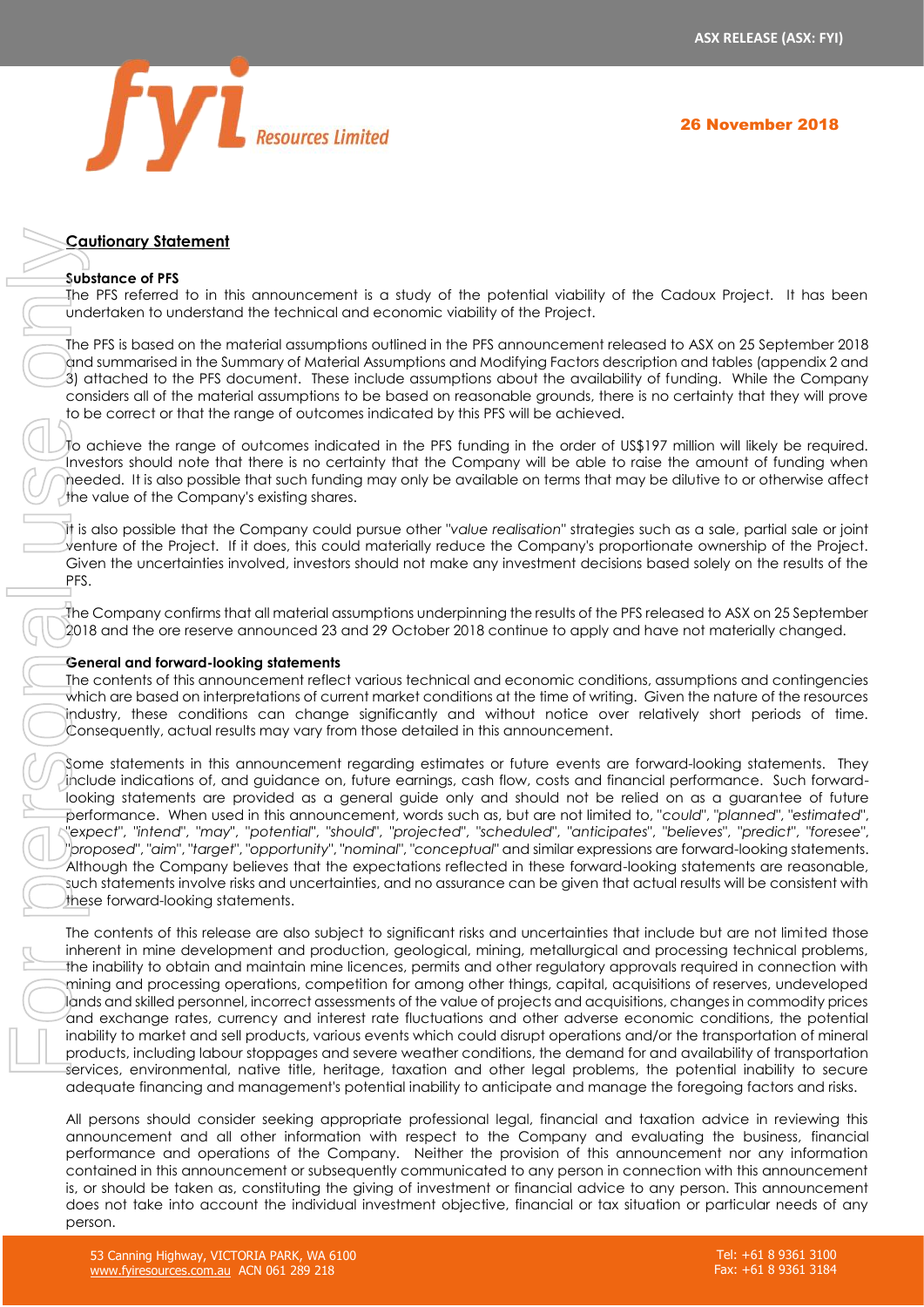## Cautionary Statement

**Substance of PFS**

The PFS referred to in this announcement is a study of the potential viability of the Cadoux Project. It has been undertaken to understand the technical and economic viability of the Project.

The PFS is based on the material assumptions outlined in the PFS announcement released to ASX on 25 September 2018 and summarised in the Summary of Material Assumptions and Modifying Factors description and tables (appendix 2 and 3) attached to the PFS document. These include assumptions about the availability of funding. While the Company considers all of the material assumptions to be based on reasonable grounds, there is no certainty that they will prove to be correct or that the range of outcomes indicated by this PFS will be achieved.

To achieve the range of outcomes indicated in the PFS funding in the order of US$197 million will likely be required. Investors should note that there is no certainty that the Company will be able to raise the amount of funding when needed. It is also possible that such funding may only be available on terms that may be dilutive to or otherwise affect the value of the Company's existing shares.

It is also possible that the Company could pursue other "*value realisation*" strategies such as a sale, partial sale or joint venture of the Project. If it does, this could materially reduce the Company's proportionate ownership of the Project. Given the uncertainties involved, investors should not make any investment decisions based solely on the results of the PFS.

The Company confirms that all material assumptions underpinning the results of the PFS released to ASX on 25 September 2018 and the ore reserve announced 23 and 29 October 2018 continue to apply and have not materially changed.

**General and forward-looking statements**

The contents of this announcement reflect various technical and economic conditions, assumptions and contingencies which are based on interpretations of current market conditions at the time of writing. Given the nature of the resources industry, these conditions can change significantly and without notice over relatively short periods of time. Consequently, actual results may vary from those detailed in this announcement.

Some statements in this announcement regarding estimates or future events are forward-looking statements. They include indications of, and guidance on, future earnings, cash flow, costs and financial performance. Such forward-looking statements are provided as a general guide only and should not be relied on as a guarantee of future performance. When used in this announcement, words such as, but are not limited to, "*could*", "*planned*", "*estimated*", "*expect*", "*intend*", "*may*", "*potential*", "*should*", "*projected*", "*scheduled*", "*anticipates*", "*believes*", "*predict*", "*foresee*", "*proposed*", "*aim*", "*target*", "*opportunity*", "*nominal*", "*conceptual*" and similar expressions are forward-looking statements. Although the Company believes that the expectations reflected in these forward-looking statements are reasonable, such statements involve risks and uncertainties, and no assurance can be given that actual results will be consistent with these forward-looking statements.

The contents of this release are also subject to significant risks and uncertainties that include but are not limited those inherent in mine development and production, geological, mining, metallurgical and processing technical problems, the inability to obtain and maintain mine licences, permits and other regulatory approvals required in connection with mining and processing operations, competition for among other things, capital, acquisitions of reserves, undeveloped lands and skilled personnel, incorrect assessments of the value of projects and acquisitions, changes in commodity prices and exchange rates, currency and interest rate fluctuations and other adverse economic conditions, the potential inability to market and sell products, various events which could disrupt operations and/or the transportation of mineral products, including labour stoppages and severe weather conditions, the demand for and availability of transportation services, environmental, native title, heritage, taxation and other legal problems, the potential inability to secure adequate financing and management's potential inability to anticipate and manage the foregoing factors and risks.

All persons should consider seeking appropriate professional legal, financial and taxation advice in reviewing this announcement and all other information with respect to the Company and evaluating the business, financial performance and operations of the Company. Neither the provision of this announcement nor any information contained in this announcement or subsequently communicated to any person in connection with this announcement is, or should be taken as, constituting the giving of investment or financial advice to any person. This announcement does not take into account the individual investment objective, financial or tax situation or particular needs of any person.